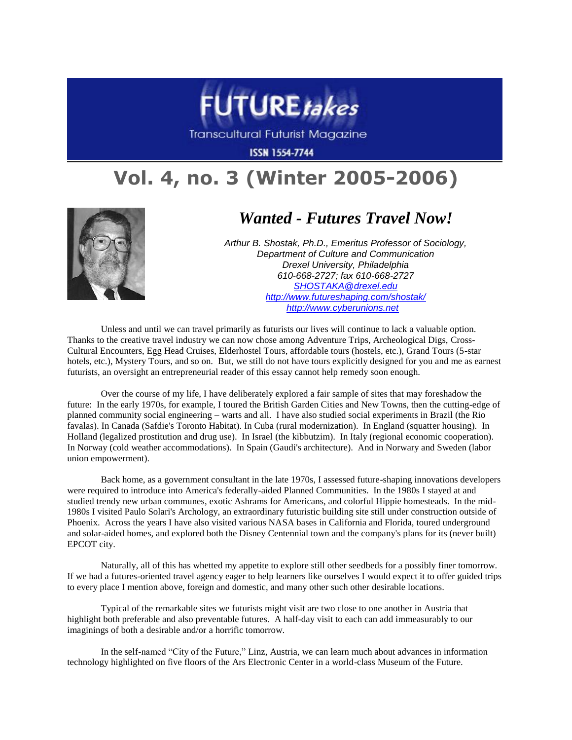# FUTURE*takes*

Transcultural Futurist Magazine

ISSN 1554-7744

# Vol. 4, no. 3 (Winter 2005-2006)

## *Wanted - Futures Travel Now!*

*Arthur B. Shostak, Ph.D., Emeritus Professor of Sociology,*
*Department of Culture and Communication*
*Drexel University, Philadelphia*
*610-668-2727; fax 610-668-2727*
*SHOSTAKA@drexel.edu*
*http://www.futureshaping.com/shostak/*
*http://www.cyberunions.net*

Unless and until we can travel primarily as futurists our lives will continue to lack a valuable option. Thanks to the creative travel industry we can now chose among Adventure Trips, Archeological Digs, Cross-Cultural Encounters, Egg Head Cruises, Elderhostel Tours, affordable tours (hostels, etc.), Grand Tours (5-star hotels, etc.), Mystery Tours, and so on. But, we still do not have tours explicitly designed for you and me as earnest futurists, an oversight an entrepreneurial reader of this essay cannot help remedy soon enough.

Over the course of my life, I have deliberately explored a fair sample of sites that may foreshadow the future: In the early 1970s, for example, I toured the British Garden Cities and New Towns, then the cutting-edge of planned community social engineering – warts and all. I have also studied social experiments in Brazil (the Rio favalas). In Canada (Safdie's Toronto Habitat). In Cuba (rural modernization). In England (squatter housing). In Holland (legalized prostitution and drug use). In Israel (the kibbutzim). In Italy (regional economic cooperation). In Norway (cold weather accommodations). In Spain (Gaudi's architecture). And in Norwary and Sweden (labor union empowerment).

Back home, as a government consultant in the late 1970s, I assessed future-shaping innovations developers were required to introduce into America's federally-aided Planned Communities. In the 1980s I stayed at and studied trendy new urban communes, exotic Ashrams for Americans, and colorful Hippie homesteads. In the mid-1980s I visited Paulo Solari's Archology, an extraordinary futuristic building site still under construction outside of Phoenix. Across the years I have also visited various NASA bases in California and Florida, toured underground and solar-aided homes, and explored both the Disney Centennial town and the company's plans for its (never built) EPCOT city.

Naturally, all of this has whetted my appetite to explore still other seedbeds for a possibly finer tomorrow. If we had a futures-oriented travel agency eager to help learners like ourselves I would expect it to offer guided trips to every place I mention above, foreign and domestic, and many other such other desirable locations.

Typical of the remarkable sites we futurists might visit are two close to one another in Austria that highlight both preferable and also preventable futures. A half-day visit to each can add immeasurably to our imaginings of both a desirable and/or a horrific tomorrow.

In the self-named "City of the Future," Linz, Austria, we can learn much about advances in information technology highlighted on five floors of the Ars Electronic Center in a world-class Museum of the Future.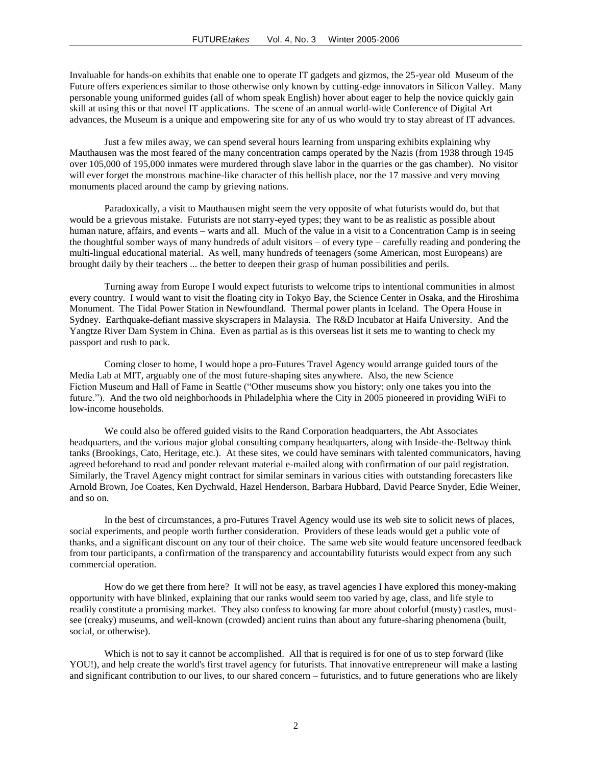Invaluable for hands-on exhibits that enable one to operate IT gadgets and gizmos, the 25-year old Museum of the Future offers experiences similar to those otherwise only known by cutting-edge innovators in Silicon Valley. Many personable young uniformed guides (all of whom speak English) hover about eager to help the novice quickly gain skill at using this or that novel IT applications. The scene of an annual world-wide Conference of Digital Art advances, the Museum is a unique and empowering site for any of us who would try to stay abreast of IT advances.

Just a few miles away, we can spend several hours learning from unsparing exhibits explaining why Mauthausen was the most feared of the many concentration camps operated by the Nazis (from 1938 through 1945 over 105,000 of 195,000 inmates were murdered through slave labor in the quarries or the gas chamber). No visitor will ever forget the monstrous machine-like character of this hellish place, nor the 17 massive and very moving monuments placed around the camp by grieving nations.

Paradoxically, a visit to Mauthausen might seem the very opposite of what futurists would do, but that would be a grievous mistake. Futurists are not starry-eyed types; they want to be as realistic as possible about human nature, affairs, and events – warts and all. Much of the value in a visit to a Concentration Camp is in seeing the thoughtful somber ways of many hundreds of adult visitors – of every type – carefully reading and pondering the multi-lingual educational material. As well, many hundreds of teenagers (some American, most Europeans) are brought daily by their teachers ... the better to deepen their grasp of human possibilities and perils.

Turning away from Europe I would expect futurists to welcome trips to intentional communities in almost every country. I would want to visit the floating city in Tokyo Bay, the Science Center in Osaka, and the Hiroshima Monument. The Tidal Power Station in Newfoundland. Thermal power plants in Iceland. The Opera House in Sydney. Earthquake-defiant massive skyscrapers in Malaysia. The R&D Incubator at Haifa University. And the Yangtze River Dam System in China. Even as partial as is this overseas list it sets me to wanting to check my passport and rush to pack.

Coming closer to home, I would hope a pro-Futures Travel Agency would arrange guided tours of the Media Lab at MIT, arguably one of the most future-shaping sites anywhere. Also, the new Science Fiction Museum and Hall of Fame in Seattle ("Other museums show you history; only one takes you into the future."). And the two old neighborhoods in Philadelphia where the City in 2005 pioneered in providing WiFi to low-income households.

We could also be offered guided visits to the Rand Corporation headquarters, the Abt Associates headquarters, and the various major global consulting company headquarters, along with Inside-the-Beltway think tanks (Brookings, Cato, Heritage, etc.). At these sites, we could have seminars with talented communicators, having agreed beforehand to read and ponder relevant material e-mailed along with confirmation of our paid registration. Similarly, the Travel Agency might contract for similar seminars in various cities with outstanding forecasters like Arnold Brown, Joe Coates, Ken Dychwald, Hazel Henderson, Barbara Hubbard, David Pearce Snyder, Edie Weiner, and so on.

In the best of circumstances, a pro-Futures Travel Agency would use its web site to solicit news of places, social experiments, and people worth further consideration. Providers of these leads would get a public vote of thanks, and a significant discount on any tour of their choice. The same web site would feature uncensored feedback from tour participants, a confirmation of the transparency and accountability futurists would expect from any such commercial operation.

How do we get there from here? It will not be easy, as travel agencies I have explored this money-making opportunity with have blinked, explaining that our ranks would seem too varied by age, class, and life style to readily constitute a promising market. They also confess to knowing far more about colorful (musty) castles, must-see (creaky) museums, and well-known (crowded) ancient ruins than about any future-sharing phenomena (built, social, or otherwise).

Which is not to say it cannot be accomplished. All that is required is for one of us to step forward (like YOU!), and help create the world's first travel agency for futurists. That innovative entrepreneur will make a lasting and significant contribution to our lives, to our shared concern – futuristics, and to future generations who are likely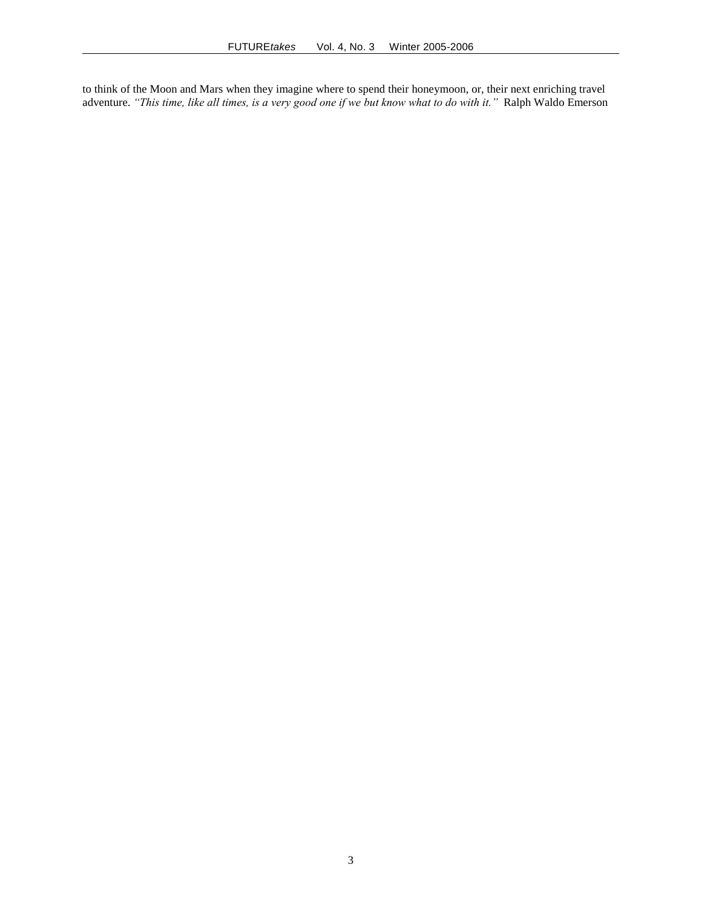to think of the Moon and Mars when they imagine where to spend their honeymoon, or, their next enriching travel adventure. *"This time, like all times, is a very good one if we but know what to do with it."* Ralph Waldo Emerson